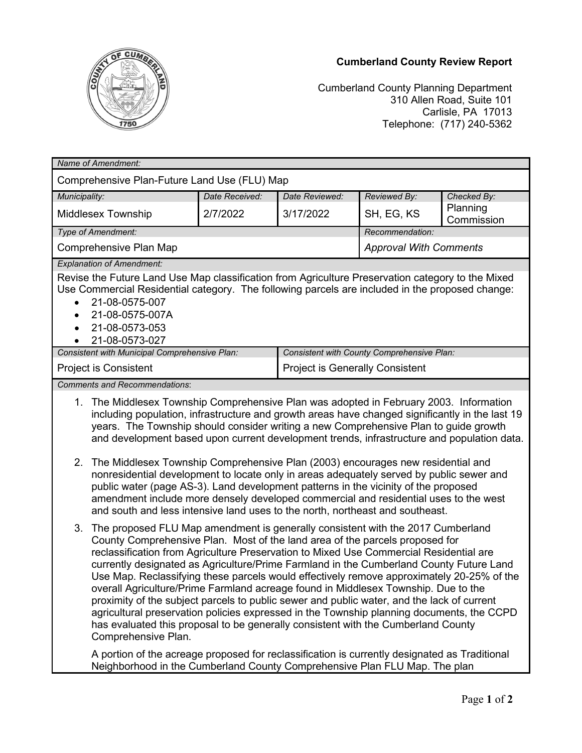**Cumberland County Review Report**

Cumberland County Planning Department
310 Allen Road, Suite 101
Carlisle, PA 17013
Telephone: (717) 240-5362

| *Name of Amendment:* | | | | |
|---|---|---|---|---|
| Comprehensive Plan-Future Land Use (FLU) Map | | | | |
| *Municipality:* | *Date Received:* | *Date Reviewed:* | *Reviewed By:* | *Checked By:* |
| Middlesex Township | 2/7/2022 | 3/17/2022 | SH, EG, KS | Planning Commission |
| *Type of Amendment:* | | | *Recommendation:* | |
| Comprehensive Plan Map | | | *Approval With Comments* | |

*Explanation of Amendment:*

Revise the Future Land Use Map classification from Agriculture Preservation category to the Mixed Use Commercial Residential category. The following parcels are included in the proposed change:

- 21-08-0575-007
- 21-08-0575-007A
- 21-08-0573-053
- 21-08-0573-027

| *Consistent with Municipal Comprehensive Plan:* | *Consistent with County Comprehensive Plan:* |
|---|---|
| Project is Consistent | Project is Generally Consistent |

*Comments and Recommendations*:

1. The Middlesex Township Comprehensive Plan was adopted in February 2003. Information including population, infrastructure and growth areas have changed significantly in the last 19 years. The Township should consider writing a new Comprehensive Plan to guide growth and development based upon current development trends, infrastructure and population data.

2. The Middlesex Township Comprehensive Plan (2003) encourages new residential and nonresidential development to locate only in areas adequately served by public sewer and public water (page AS-3). Land development patterns in the vicinity of the proposed amendment include more densely developed commercial and residential uses to the west and south and less intensive land uses to the north, northeast and southeast.

3. The proposed FLU Map amendment is generally consistent with the 2017 Cumberland County Comprehensive Plan. Most of the land area of the parcels proposed for reclassification from Agriculture Preservation to Mixed Use Commercial Residential are currently designated as Agriculture/Prime Farmland in the Cumberland County Future Land Use Map. Reclassifying these parcels would effectively remove approximately 20-25% of the overall Agriculture/Prime Farmland acreage found in Middlesex Township. Due to the proximity of the subject parcels to public sewer and public water, and the lack of current agricultural preservation policies expressed in the Township planning documents, the CCPD has evaluated this proposal to be generally consistent with the Cumberland County Comprehensive Plan.

   A portion of the acreage proposed for reclassification is currently designated as Traditional Neighborhood in the Cumberland County Comprehensive Plan FLU Map. The plan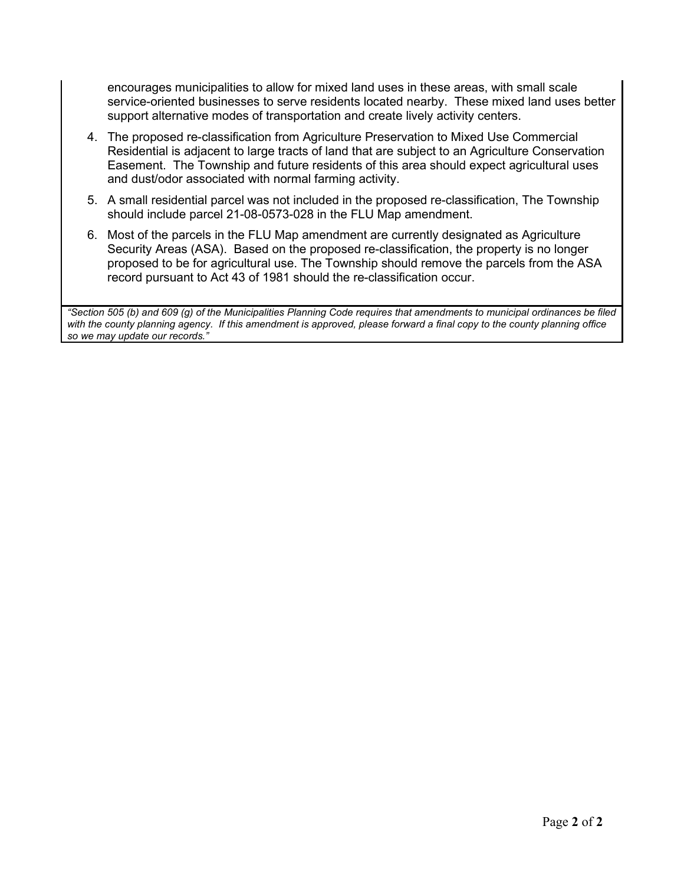encourages municipalities to allow for mixed land uses in these areas, with small scale service-oriented businesses to serve residents located nearby. These mixed land uses better support alternative modes of transportation and create lively activity centers.

4. The proposed re-classification from Agriculture Preservation to Mixed Use Commercial Residential is adjacent to large tracts of land that are subject to an Agriculture Conservation Easement. The Township and future residents of this area should expect agricultural uses and dust/odor associated with normal farming activity.
5. A small residential parcel was not included in the proposed re-classification, The Township should include parcel 21-08-0573-028 in the FLU Map amendment.
6. Most of the parcels in the FLU Map amendment are currently designated as Agriculture Security Areas (ASA). Based on the proposed re-classification, the property is no longer proposed to be for agricultural use. The Township should remove the parcels from the ASA record pursuant to Act 43 of 1981 should the re-classification occur.

*"Section 505 (b) and 609 (g) of the Municipalities Planning Code requires that amendments to municipal ordinances be filed with the county planning agency. If this amendment is approved, please forward a final copy to the county planning office so we may update our records."*